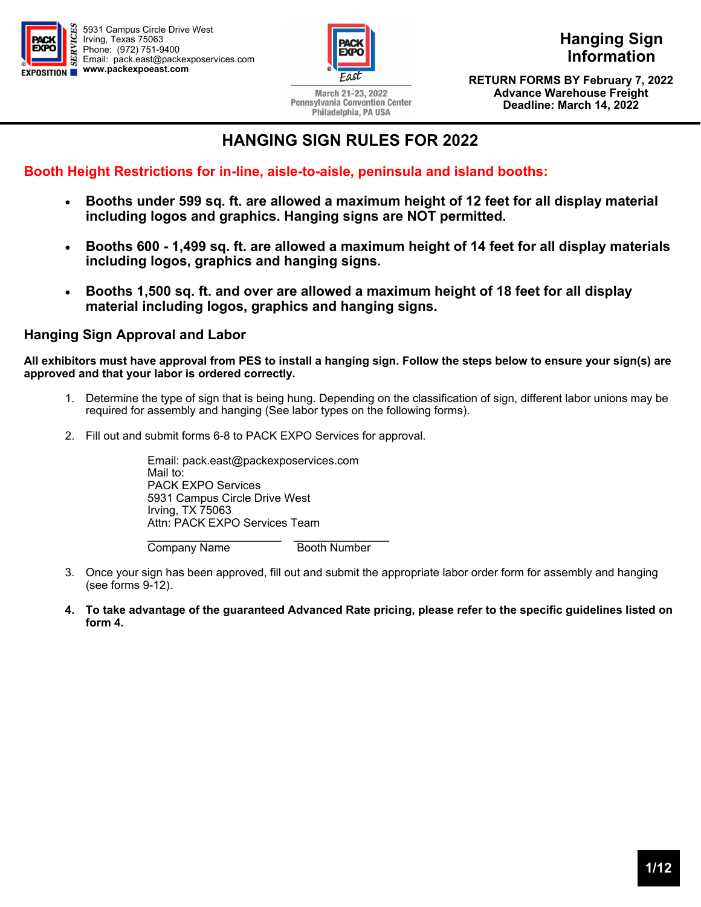5931 Campus Circle Drive West
Irving, Texas 75063
Phone: (972) 751-9400
Email: pack.east@packexposervices.com
**www.packexpoeast.com**

March 21-23, 2022
Pennsylvania Convention Center
Philadelphia, PA USA

# Hanging Sign Information

**RETURN FORMS BY February 7, 2022**
**Advance Warehouse Freight Deadline: March 14, 2022**

## HANGING SIGN RULES FOR 2022

**Booth Height Restrictions for in-line, aisle-to-aisle, peninsula and island booths:**

- **Booths under 599 sq. ft. are allowed a maximum height of 12 feet for all display material including logos and graphics. Hanging signs are NOT permitted.**
- **Booths 600 - 1,499 sq. ft. are allowed a maximum height of 14 feet for all display materials including logos, graphics and hanging signs.**
- **Booths 1,500 sq. ft. and over are allowed a maximum height of 18 feet for all display material including logos, graphics and hanging signs.**

### Hanging Sign Approval and Labor

**All exhibitors must have approval from PES to install a hanging sign. Follow the steps below to ensure your sign(s) are approved and that your labor is ordered correctly.**

1. Determine the type of sign that is being hung. Depending on the classification of sign, different labor unions may be required for assembly and hanging (See labor types on the following forms).
2. Fill out and submit forms 6-8 to PACK EXPO Services for approval.

   Email: pack.east@packexposervices.com
   Mail to:
   PACK EXPO Services
   5931 Campus Circle Drive West
   Irving, TX 75063
   Attn: PACK EXPO Services Team

   ______________________ ________________
   Company Name Booth Number

3. Once your sign has been approved, fill out and submit the appropriate labor order form for assembly and hanging (see forms 9-12).
4. **To take advantage of the guaranteed Advanced Rate pricing, please refer to the specific guidelines listed on form 4.**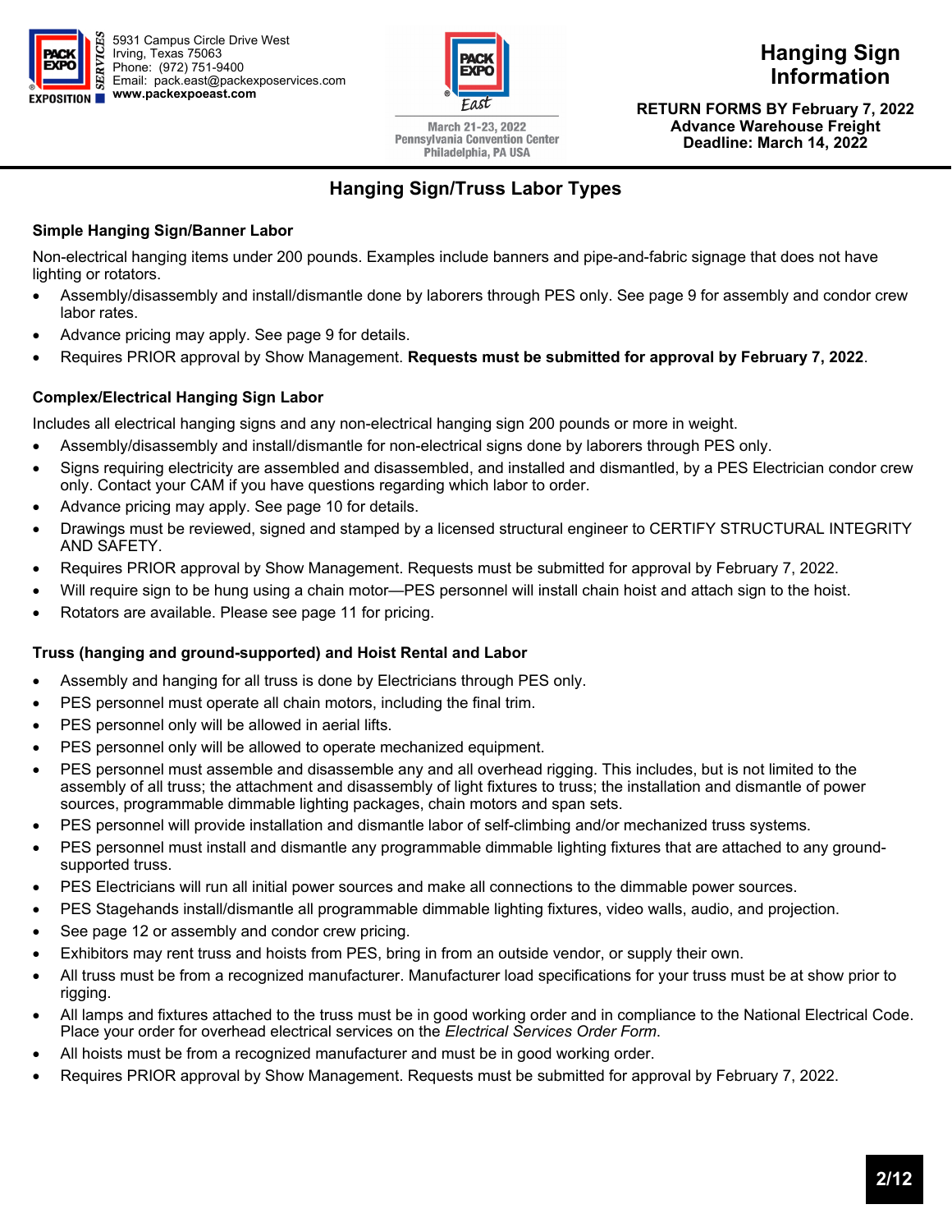# Hanging Sign Information

**RETURN FORMS BY February 7, 2022**
**Advance Warehouse Freight Deadline: March 14, 2022**

5931 Campus Circle Drive West
Irving, Texas 75063
Phone: (972) 751-9400
Email: pack.east@packexposervices.com
**www.packexpoeast.com**

March 21-23, 2022
Pennsylvania Convention Center
Philadelphia, PA USA

## Hanging Sign/Truss Labor Types

### Simple Hanging Sign/Banner Labor

Non-electrical hanging items under 200 pounds. Examples include banners and pipe-and-fabric signage that does not have lighting or rotators.

- Assembly/disassembly and install/dismantle done by laborers through PES only. See page 9 for assembly and condor crew labor rates.
- Advance pricing may apply. See page 9 for details.
- Requires PRIOR approval by Show Management. **Requests must be submitted for approval by February 7, 2022**.

### Complex/Electrical Hanging Sign Labor

Includes all electrical hanging signs and any non-electrical hanging sign 200 pounds or more in weight.

- Assembly/disassembly and install/dismantle for non-electrical signs done by laborers through PES only.
- Signs requiring electricity are assembled and disassembled, and installed and dismantled, by a PES Electrician condor crew only. Contact your CAM if you have questions regarding which labor to order.
- Advance pricing may apply. See page 10 for details.
- Drawings must be reviewed, signed and stamped by a licensed structural engineer to CERTIFY STRUCTURAL INTEGRITY AND SAFETY.
- Requires PRIOR approval by Show Management. Requests must be submitted for approval by February 7, 2022.
- Will require sign to be hung using a chain motor—PES personnel will install chain hoist and attach sign to the hoist.
- Rotators are available. Please see page 11 for pricing.

### Truss (hanging and ground-supported) and Hoist Rental and Labor

- Assembly and hanging for all truss is done by Electricians through PES only.
- PES personnel must operate all chain motors, including the final trim.
- PES personnel only will be allowed in aerial lifts.
- PES personnel only will be allowed to operate mechanized equipment.
- PES personnel must assemble and disassemble any and all overhead rigging. This includes, but is not limited to the assembly of all truss; the attachment and disassembly of light fixtures to truss; the installation and dismantle of power sources, programmable dimmable lighting packages, chain motors and span sets.
- PES personnel will provide installation and dismantle labor of self-climbing and/or mechanized truss systems.
- PES personnel must install and dismantle any programmable dimmable lighting fixtures that are attached to any ground-supported truss.
- PES Electricians will run all initial power sources and make all connections to the dimmable power sources.
- PES Stagehands install/dismantle all programmable dimmable lighting fixtures, video walls, audio, and projection.
- See page 12 or assembly and condor crew pricing.
- Exhibitors may rent truss and hoists from PES, bring in from an outside vendor, or supply their own.
- All truss must be from a recognized manufacturer. Manufacturer load specifications for your truss must be at show prior to rigging.
- All lamps and fixtures attached to the truss must be in good working order and in compliance to the National Electrical Code. Place your order for overhead electrical services on the *Electrical Services Order Form*.
- All hoists must be from a recognized manufacturer and must be in good working order.
- Requires PRIOR approval by Show Management. Requests must be submitted for approval by February 7, 2022.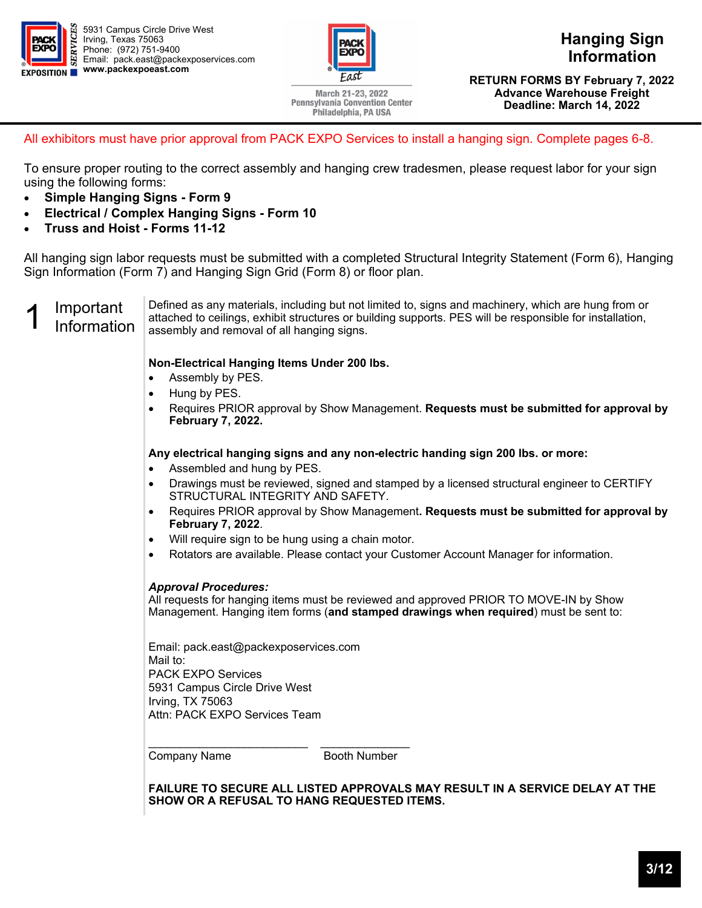5931 Campus Circle Drive West
Irving, Texas 75063
Phone: (972) 751-9400
Email: pack.east@packexposervices.com
www.packexpoeast.com

March 21-23, 2022
Pennsylvania Convention Center
Philadelphia, PA USA

# Hanging Sign Information

**RETURN FORMS BY February 7, 2022**
**Advance Warehouse Freight Deadline: March 14, 2022**

All exhibitors must have prior approval from PACK EXPO Services to install a hanging sign. Complete pages 6-8.

To ensure proper routing to the correct assembly and hanging crew tradesmen, please request labor for your sign using the following forms:

- **Simple Hanging Signs - Form 9**
- **Electrical / Complex Hanging Signs - Form 10**
- **Truss and Hoist - Forms 11-12**

All hanging sign labor requests must be submitted with a completed Structural Integrity Statement (Form 6), Hanging Sign Information (Form 7) and Hanging Sign Grid (Form 8) or floor plan.

## 1 Important Information

Defined as any materials, including but not limited to, signs and machinery, which are hung from or attached to ceilings, exhibit structures or building supports. PES will be responsible for installation, assembly and removal of all hanging signs.

**Non-Electrical Hanging Items Under 200 lbs.**

- Assembly by PES.
- Hung by PES.
- Requires PRIOR approval by Show Management. **Requests must be submitted for approval by February 7, 2022.**

**Any electrical hanging signs and any non-electric handing sign 200 lbs. or more:**

- Assembled and hung by PES.
- Drawings must be reviewed, signed and stamped by a licensed structural engineer to CERTIFY STRUCTURAL INTEGRITY AND SAFETY.
- Requires PRIOR approval by Show Management**. Requests must be submitted for approval by February 7, 2022**.
- Will require sign to be hung using a chain motor.
- Rotators are available. Please contact your Customer Account Manager for information.

***Approval Procedures:***
All requests for hanging items must be reviewed and approved PRIOR TO MOVE-IN by Show Management. Hanging item forms (**and stamped drawings when required**) must be sent to:

Email: pack.east@packexposervices.com
Mail to:
PACK EXPO Services
5931 Campus Circle Drive West
Irving, TX 75063
Attn: PACK EXPO Services Team

\_\_\_\_\_\_\_\_\_\_\_\_\_\_\_\_\_\_\_\_\_\_\_\_\_\_ \_\_\_\_\_\_\_\_\_\_\_\_\_\_\_
Company Name Booth Number

**FAILURE TO SECURE ALL LISTED APPROVALS MAY RESULT IN A SERVICE DELAY AT THE SHOW OR A REFUSAL TO HANG REQUESTED ITEMS.**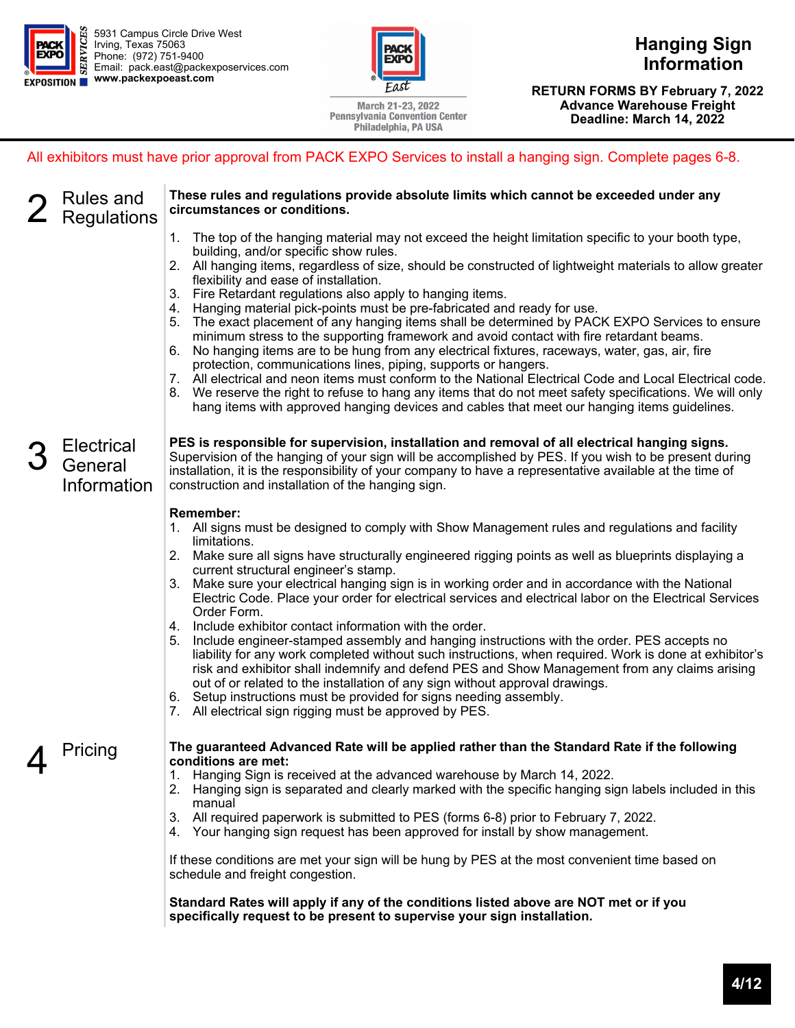5931 Campus Circle Drive West
Irving, Texas 75063
Phone: (972) 751-9400
Email: pack.east@packexposervices.com
www.packexpoeast.com

March 21-23, 2022
Pennsylvania Convention Center
Philadelphia, PA USA

# Hanging Sign Information

**RETURN FORMS BY February 7, 2022**
**Advance Warehouse Freight Deadline: March 14, 2022**

All exhibitors must have prior approval from PACK EXPO Services to install a hanging sign. Complete pages 6-8.

## 2 Rules and Regulations

**These rules and regulations provide absolute limits which cannot be exceeded under any circumstances or conditions.**

1. The top of the hanging material may not exceed the height limitation specific to your booth type, building, and/or specific show rules.
2. All hanging items, regardless of size, should be constructed of lightweight materials to allow greater flexibility and ease of installation.
3. Fire Retardant regulations also apply to hanging items.
4. Hanging material pick-points must be pre-fabricated and ready for use.
5. The exact placement of any hanging items shall be determined by PACK EXPO Services to ensure minimum stress to the supporting framework and avoid contact with fire retardant beams.
6. No hanging items are to be hung from any electrical fixtures, raceways, water, gas, air, fire protection, communications lines, piping, supports or hangers.
7. All electrical and neon items must conform to the National Electrical Code and Local Electrical code.
8. We reserve the right to refuse to hang any items that do not meet safety specifications. We will only hang items with approved hanging devices and cables that meet our hanging items guidelines.

## 3 Electrical General Information

**PES is responsible for supervision, installation and removal of all electrical hanging signs.** Supervision of the hanging of your sign will be accomplished by PES. If you wish to be present during installation, it is the responsibility of your company to have a representative available at the time of construction and installation of the hanging sign.

**Remember:**

1. All signs must be designed to comply with Show Management rules and regulations and facility limitations.
2. Make sure all signs have structurally engineered rigging points as well as blueprints displaying a current structural engineer's stamp.
3. Make sure your electrical hanging sign is in working order and in accordance with the National Electric Code. Place your order for electrical services and electrical labor on the Electrical Services Order Form.
4. Include exhibitor contact information with the order.
5. Include engineer-stamped assembly and hanging instructions with the order. PES accepts no liability for any work completed without such instructions, when required. Work is done at exhibitor's risk and exhibitor shall indemnify and defend PES and Show Management from any claims arising out of or related to the installation of any sign without approval drawings.
6. Setup instructions must be provided for signs needing assembly.
7. All electrical sign rigging must be approved by PES.

## 4 Pricing

**The guaranteed Advanced Rate will be applied rather than the Standard Rate if the following conditions are met:**

1. Hanging Sign is received at the advanced warehouse by March 14, 2022.
2. Hanging sign is separated and clearly marked with the specific hanging sign labels included in this manual
3. All required paperwork is submitted to PES (forms 6-8) prior to February 7, 2022.
4. Your hanging sign request has been approved for install by show management.

If these conditions are met your sign will be hung by PES at the most convenient time based on schedule and freight congestion.

**Standard Rates will apply if any of the conditions listed above are NOT met or if you specifically request to be present to supervise your sign installation.**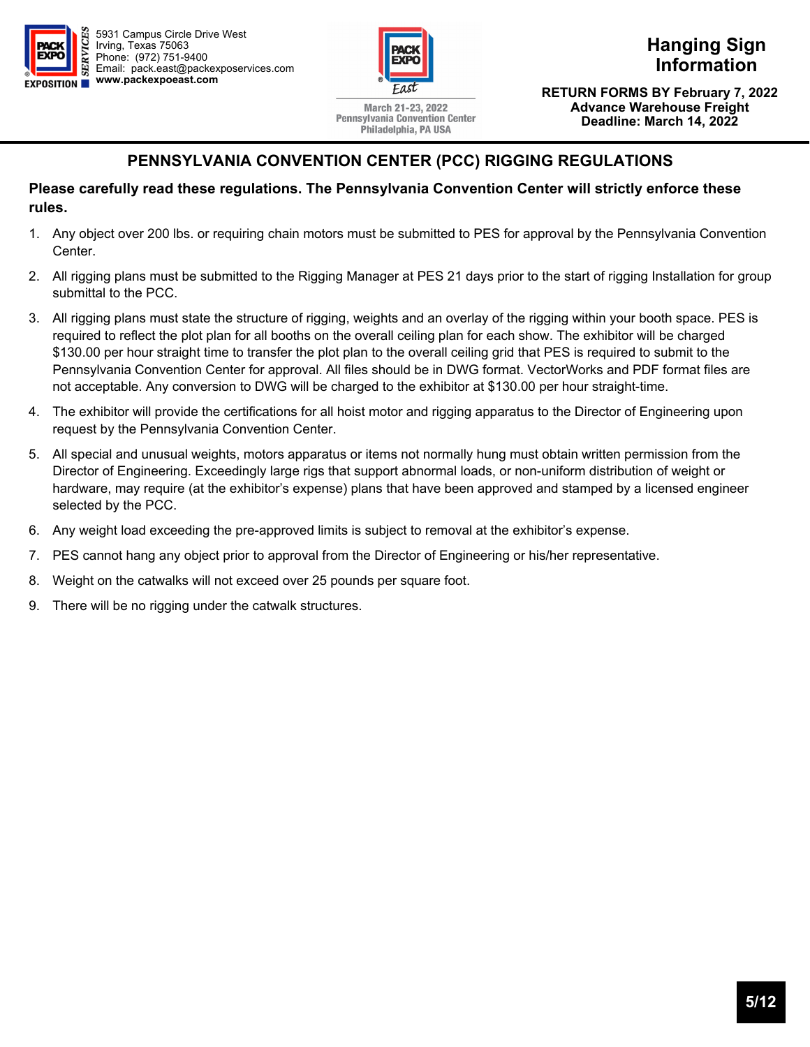5931 Campus Circle Drive West
Irving, Texas 75063
Phone: (972) 751-9400
Email: pack.east@packexposervices.com
**www.packexpoeast.com**

March 21-23, 2022
Pennsylvania Convention Center
Philadelphia, PA USA

# Hanging Sign Information

**RETURN FORMS BY February 7, 2022**
**Advance Warehouse Freight Deadline: March 14, 2022**

## PENNSYLVANIA CONVENTION CENTER (PCC) RIGGING REGULATIONS

**Please carefully read these regulations. The Pennsylvania Convention Center will strictly enforce these rules.**

1. Any object over 200 lbs. or requiring chain motors must be submitted to PES for approval by the Pennsylvania Convention Center.
2. All rigging plans must be submitted to the Rigging Manager at PES 21 days prior to the start of rigging Installation for group submittal to the PCC.
3. All rigging plans must state the structure of rigging, weights and an overlay of the rigging within your booth space. PES is required to reflect the plot plan for all booths on the overall ceiling plan for each show. The exhibitor will be charged $130.00 per hour straight time to transfer the plot plan to the overall ceiling grid that PES is required to submit to the Pennsylvania Convention Center for approval. All files should be in DWG format. VectorWorks and PDF format files are not acceptable. Any conversion to DWG will be charged to the exhibitor at $130.00 per hour straight-time.
4. The exhibitor will provide the certifications for all hoist motor and rigging apparatus to the Director of Engineering upon request by the Pennsylvania Convention Center.
5. All special and unusual weights, motors apparatus or items not normally hung must obtain written permission from the Director of Engineering. Exceedingly large rigs that support abnormal loads, or non-uniform distribution of weight or hardware, may require (at the exhibitor's expense) plans that have been approved and stamped by a licensed engineer selected by the PCC.
6. Any weight load exceeding the pre-approved limits is subject to removal at the exhibitor's expense.
7. PES cannot hang any object prior to approval from the Director of Engineering or his/her representative.
8. Weight on the catwalks will not exceed over 25 pounds per square foot.
9. There will be no rigging under the catwalk structures.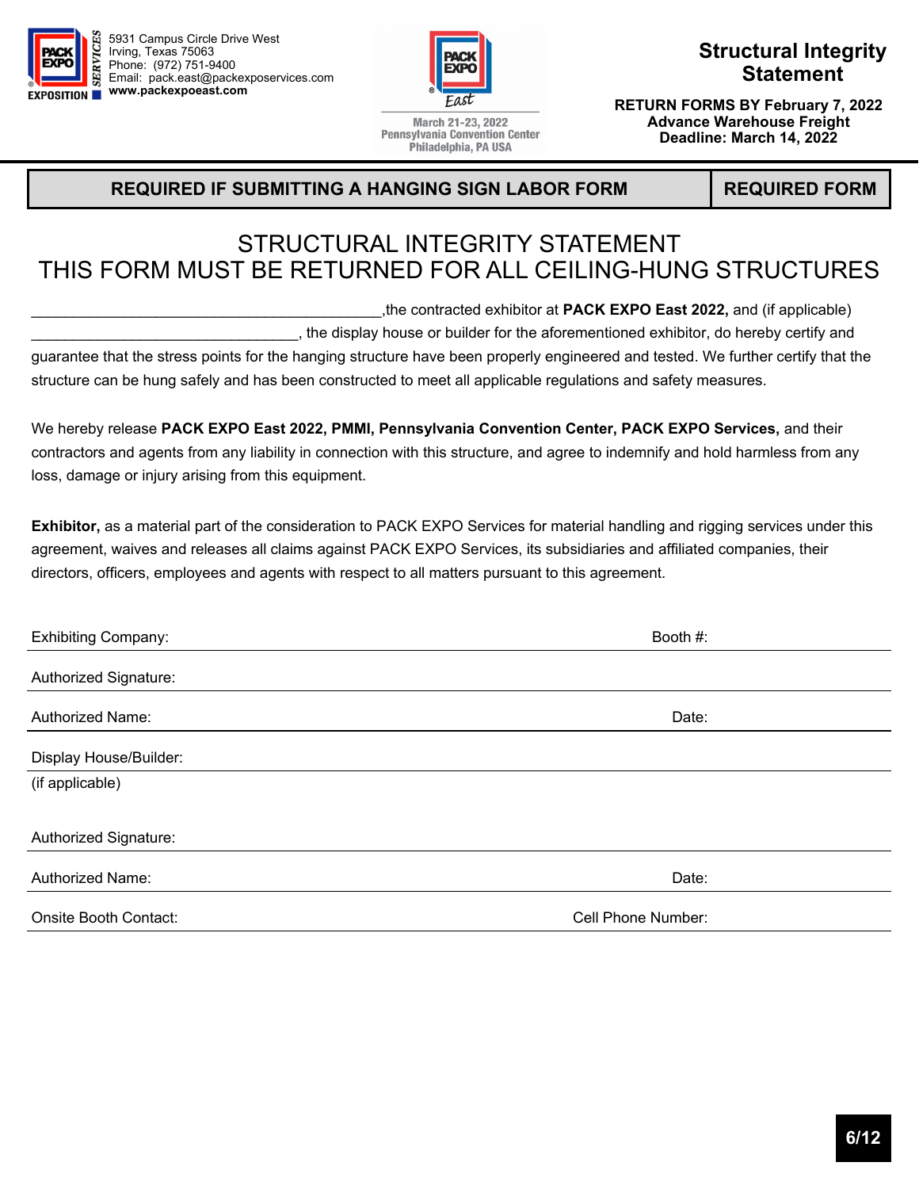5931 Campus Circle Drive West
Irving, Texas 75063
Phone: (972) 751-9400
Email: pack.east@packexposervices.com
**www.packexpoeast.com**

March 21-23, 2022
Pennsylvania Convention Center
Philadelphia, PA USA

# Structural Integrity Statement

**RETURN FORMS BY February 7, 2022**
**Advance Warehouse Freight Deadline: March 14, 2022**

| **REQUIRED IF SUBMITTING A HANGING SIGN LABOR FORM** | **REQUIRED FORM** |
|---|---|

## STRUCTURAL INTEGRITY STATEMENT
## THIS FORM MUST BE RETURNED FOR ALL CEILING-HUNG STRUCTURES

____________________________________________,the contracted exhibitor at **PACK EXPO East 2022,** and (if applicable) _________________________________, the display house or builder for the aforementioned exhibitor, do hereby certify and guarantee that the stress points for the hanging structure have been properly engineered and tested. We further certify that the structure can be hung safely and has been constructed to meet all applicable regulations and safety measures.

We hereby release **PACK EXPO East 2022, PMMI, Pennsylvania Convention Center, PACK EXPO Services,** and their contractors and agents from any liability in connection with this structure, and agree to indemnify and hold harmless from any loss, damage or injury arising from this equipment.

**Exhibitor,** as a material part of the consideration to PACK EXPO Services for material handling and rigging services under this agreement, waives and releases all claims against PACK EXPO Services, its subsidiaries and affiliated companies, their directors, officers, employees and agents with respect to all matters pursuant to this agreement.

Exhibiting Company: ____________________ Booth #: __________

Authorized Signature: ____________________

Authorized Name: ____________________ Date: __________

Display House/Builder: ____________________
(if applicable)

Authorized Signature: ____________________

Authorized Name: ____________________ Date: __________

Onsite Booth Contact: ____________________ Cell Phone Number: __________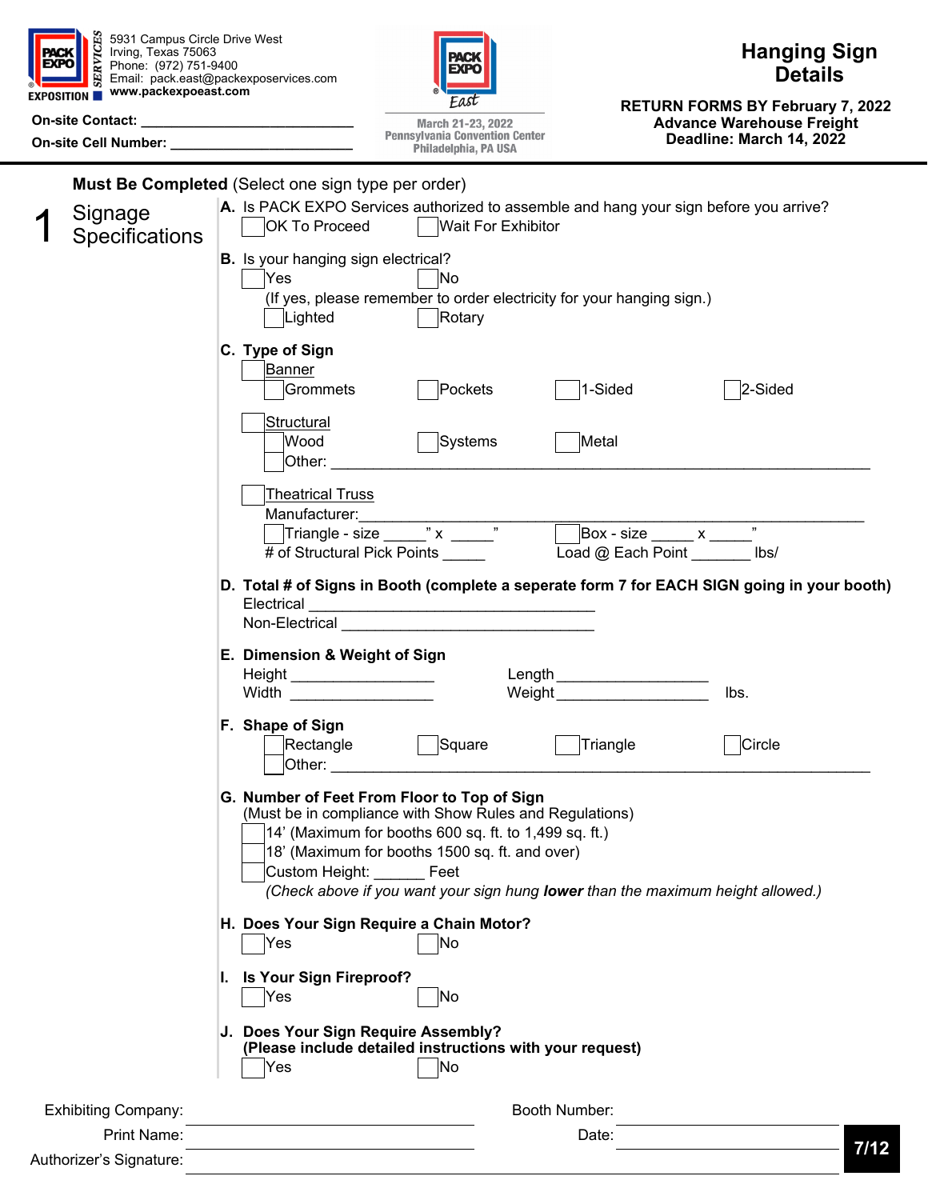5931 Campus Circle Drive West
Irving, Texas 75063
Phone: (972) 751-9400
Email: pack.east@packexposervices.com
www.packexpoeast.com

**On-site Contact:** ____________________________

**On-site Cell Number:** ________________________

March 21-23, 2022
Pennsylvania Convention Center
Philadelphia, PA USA

# Hanging Sign Details

**RETURN FORMS BY February 7, 2022**
**Advance Warehouse Freight Deadline: March 14, 2022**

**Must Be Completed** (Select one sign type per order)

## 1 Signage Specifications

**A.** Is PACK EXPO Services authorized to assemble and hang your sign before you arrive?

- [ ] OK To Proceed
- [ ] Wait For Exhibitor

**B.** Is your hanging sign electrical?

- [ ] Yes
- [ ] No

(If yes, please remember to order electricity for your hanging sign.)

- [ ] Lighted
- [ ] Rotary

**C. Type of Sign**

- [ ] Banner
  - [ ] Grommets
  - [ ] Pockets
  - [ ] 1-Sided
  - [ ] 2-Sided
- [ ] Structural
  - [ ] Wood
  - [ ] Systems
  - [ ] Metal
  - [ ] Other: ________________________________________________
- [ ] Theatrical Truss
  - Manufacturer: ________________________________________________
  - [ ] Triangle - size _____" x _____"
  - [ ] Box - size _____ x _____"
  - # of Structural Pick Points _____
  - Load @ Each Point _______ lbs/

**D. Total # of Signs in Booth (complete a seperate form 7 for EACH SIGN going in your booth)**

Electrical ________________________________

Non-Electrical ________________________________

**E. Dimension & Weight of Sign**

Height _________________ Length _________________

Width _________________ Weight _________________ lbs.

**F. Shape of Sign**

- [ ] Rectangle
- [ ] Square
- [ ] Triangle
- [ ] Circle
- [ ] Other: ________________________________________________

**G. Number of Feet From Floor to Top of Sign**
(Must be in compliance with Show Rules and Regulations)

- [ ] 14' (Maximum for booths 600 sq. ft. to 1,499 sq. ft.)
- [ ] 18' (Maximum for booths 1500 sq. ft. and over)
- [ ] Custom Height: ______ Feet

*(Check above if you want your sign hung **lower** than the maximum height allowed.)*

**H. Does Your Sign Require a Chain Motor?**

- [ ] Yes
- [ ] No

**I. Is Your Sign Fireproof?**

- [ ] Yes
- [ ] No

**J. Does Your Sign Require Assembly?**
**(Please include detailed instructions with your request)**

- [ ] Yes
- [ ] No

Exhibiting Company: ____________________________ Booth Number: ____________________________

Print Name: ____________________________ Date: ____________________________

Authorizer's Signature: ____________________________

7/12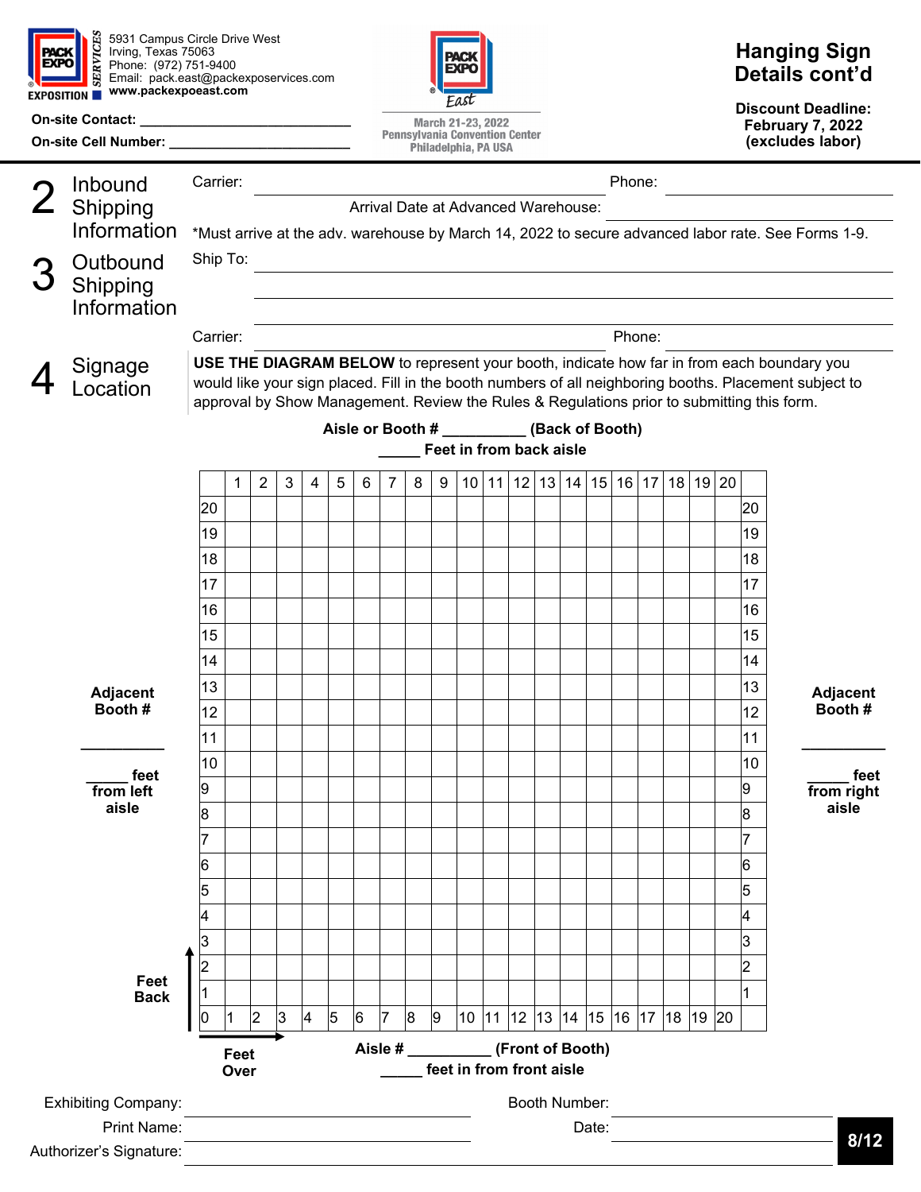5931 Campus Circle Drive West
Irving, Texas 75063
Phone: (972) 751-9400
Email: pack.east@packexposervices.com
**www.packexpoeast.com**

**On-site Contact:** ___________________________

**On-site Cell Number:** ______________________

March 21-23, 2022
Pennsylvania Convention Center
Philadelphia, PA USA

# Hanging Sign Details cont'd

**Discount Deadline: February 7, 2022 (excludes labor)**

## 2 Inbound Shipping Information

Carrier: ______________________ Phone: ______________________

Arrival Date at Advanced Warehouse: ______________________

*Must arrive at the adv. warehouse by March 14, 2022 to secure advanced labor rate. See Forms 1-9.

## 3 Outbound Shipping Information

Ship To: ______________________

______________________

______________________

Carrier: ______________________ Phone: ______________________

## 4 Signage Location

**USE THE DIAGRAM BELOW** to represent your booth, indicate how far in from each boundary you would like your sign placed. Fill in the booth numbers of all neighboring booths. Placement subject to approval by Show Management. Review the Rules & Regulations prior to submitting this form.

**Aisle or Booth # __________ (Back of Booth)**

**_____ Feet in from back aisle**

**Adjacent Booth #** __________ **_____ feet from left aisle**

**Adjacent Booth #** __________ **_____ feet from right aisle**

| | 1 | 2 | 3 | 4 | 5 | 6 | 7 | 8 | 9 | 10 | 11 | 12 | 13 | 14 | 15 | 16 | 17 | 18 | 19 | 20 | |
|---|---|---|---|---|---|---|---|---|---|---|---|---|---|---|---|---|---|---|---|---|---|
| 20 | | | | | | | | | | | | | | | | | | | | | 20 |
| 19 | | | | | | | | | | | | | | | | | | | | | 19 |
| 18 | | | | | | | | | | | | | | | | | | | | | 18 |
| 17 | | | | | | | | | | | | | | | | | | | | | 17 |
| 16 | | | | | | | | | | | | | | | | | | | | | 16 |
| 15 | | | | | | | | | | | | | | | | | | | | | 15 |
| 14 | | | | | | | | | | | | | | | | | | | | | 14 |
| 13 | | | | | | | | | | | | | | | | | | | | | 13 |
| 12 | | | | | | | | | | | | | | | | | | | | | 12 |
| 11 | | | | | | | | | | | | | | | | | | | | | 11 |
| 10 | | | | | | | | | | | | | | | | | | | | | 10 |
| 9 | | | | | | | | | | | | | | | | | | | | | 9 |
| 8 | | | | | | | | | | | | | | | | | | | | | 8 |
| 7 | | | | | | | | | | | | | | | | | | | | | 7 |
| 6 | | | | | | | | | | | | | | | | | | | | | 6 |
| 5 | | | | | | | | | | | | | | | | | | | | | 5 |
| 4 | | | | | | | | | | | | | | | | | | | | | 4 |
| 3 | | | | | | | | | | | | | | | | | | | | | 3 |
| 2 | | | | | | | | | | | | | | | | | | | | | 2 |
| 1 | | | | | | | | | | | | | | | | | | | | | 1 |
| 0 | 1 | 2 | 3 | 4 | 5 | 6 | 7 | 8 | 9 | 10 | 11 | 12 | 13 | 14 | 15 | 16 | 17 | 18 | 19 | 20 | |

**Feet Back** (vertical axis) — **Feet Over** (horizontal axis)

**Aisle # __________ (Front of Booth)**

**_____ feet in from front aisle**

Exhibiting Company: ______________________ Booth Number: ______________________

Print Name: ______________________ Date: ______________________

Authorizer's Signature: ______________________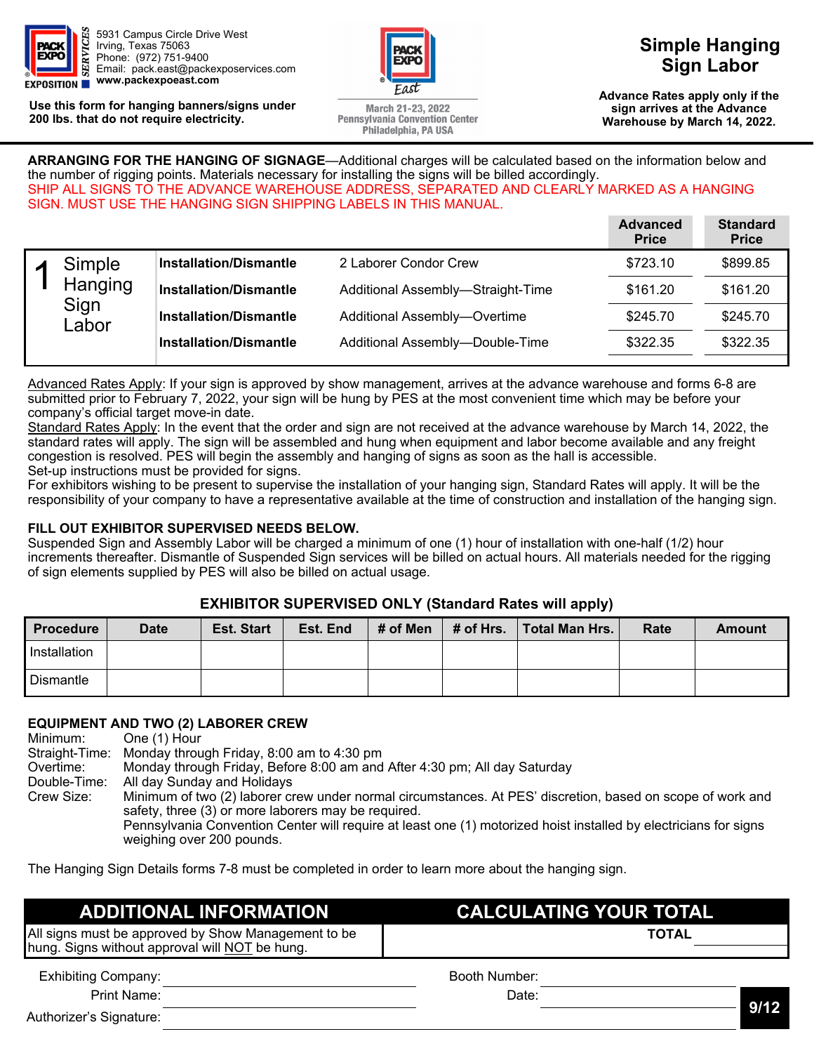5931 Campus Circle Drive West
Irving, Texas 75063
Phone: (972) 751-9400
Email: pack.east@packexposervices.com
www.packexpoeast.com

**Use this form for hanging banners/signs under 200 lbs. that do not require electricity.**

March 21-23, 2022
Pennsylvania Convention Center
Philadelphia, PA USA

# Simple Hanging Sign Labor

**Advance Rates apply only if the sign arrives at the Advance Warehouse by March 14, 2022.**

**ARRANGING FOR THE HANGING OF SIGNAGE**—Additional charges will be calculated based on the information below and the number of rigging points. Materials necessary for installing the signs will be billed accordingly.
SHIP ALL SIGNS TO THE ADVANCE WAREHOUSE ADDRESS, SEPARATED AND CLEARLY MARKED AS A HANGING SIGN. MUST USE THE HANGING SIGN SHIPPING LABELS IN THIS MANUAL.

| | | | Advanced Price | Standard Price |
|---|---|---|---|---|
| 1 Simple Hanging Sign Labor | **Installation/Dismantle** | 2 Laborer Condor Crew | $723.10 | $899.85 |
| | **Installation/Dismantle** | Additional Assembly—Straight-Time | $161.20 | $161.20 |
| | **Installation/Dismantle** | Additional Assembly—Overtime | $245.70 | $245.70 |
| | **Installation/Dismantle** | Additional Assembly—Double-Time | $322.35 | $322.35 |

Advanced Rates Apply: If your sign is approved by show management, arrives at the advance warehouse and forms 6-8 are submitted prior to February 7, 2022, your sign will be hung by PES at the most convenient time which may be before your company's official target move-in date.
Standard Rates Apply: In the event that the order and sign are not received at the advance warehouse by March 14, 2022, the standard rates will apply. The sign will be assembled and hung when equipment and labor become available and any freight congestion is resolved. PES will begin the assembly and hanging of signs as soon as the hall is accessible.
Set-up instructions must be provided for signs.
For exhibitors wishing to be present to supervise the installation of your hanging sign, Standard Rates will apply. It will be the responsibility of your company to have a representative available at the time of construction and installation of the hanging sign.

**FILL OUT EXHIBITOR SUPERVISED NEEDS BELOW.**
Suspended Sign and Assembly Labor will be charged a minimum of one (1) hour of installation with one-half (1/2) hour increments thereafter. Dismantle of Suspended Sign services will be billed on actual hours. All materials needed for the rigging of sign elements supplied by PES will also be billed on actual usage.

**EXHIBITOR SUPERVISED ONLY (Standard Rates will apply)**

| Procedure | Date | Est. Start | Est. End | # of Men | # of Hrs. | Total Man Hrs. | Rate | Amount |
|---|---|---|---|---|---|---|---|---|
| Installation | | | | | | | | |
| Dismantle | | | | | | | | |

**EQUIPMENT AND TWO (2) LABORER CREW**
Minimum: One (1) Hour
Straight-Time: Monday through Friday, 8:00 am to 4:30 pm
Overtime: Monday through Friday, Before 8:00 am and After 4:30 pm; All day Saturday
Double-Time: All day Sunday and Holidays
Crew Size: Minimum of two (2) laborer crew under normal circumstances. At PES' discretion, based on scope of work and safety, three (3) or more laborers may be required.
Pennsylvania Convention Center will require at least one (1) motorized hoist installed by electricians for signs weighing over 200 pounds.

The Hanging Sign Details forms 7-8 must be completed in order to learn more about the hanging sign.

| ADDITIONAL INFORMATION | CALCULATING YOUR TOTAL |
|---|---|
| All signs must be approved by Show Management to be hung. Signs without approval will NOT be hung. | **TOTAL** ________ |

Exhibiting Company: ____________________ Booth Number: ____________________
Print Name: ____________________ Date: ____________________
Authorizer's Signature: ____________________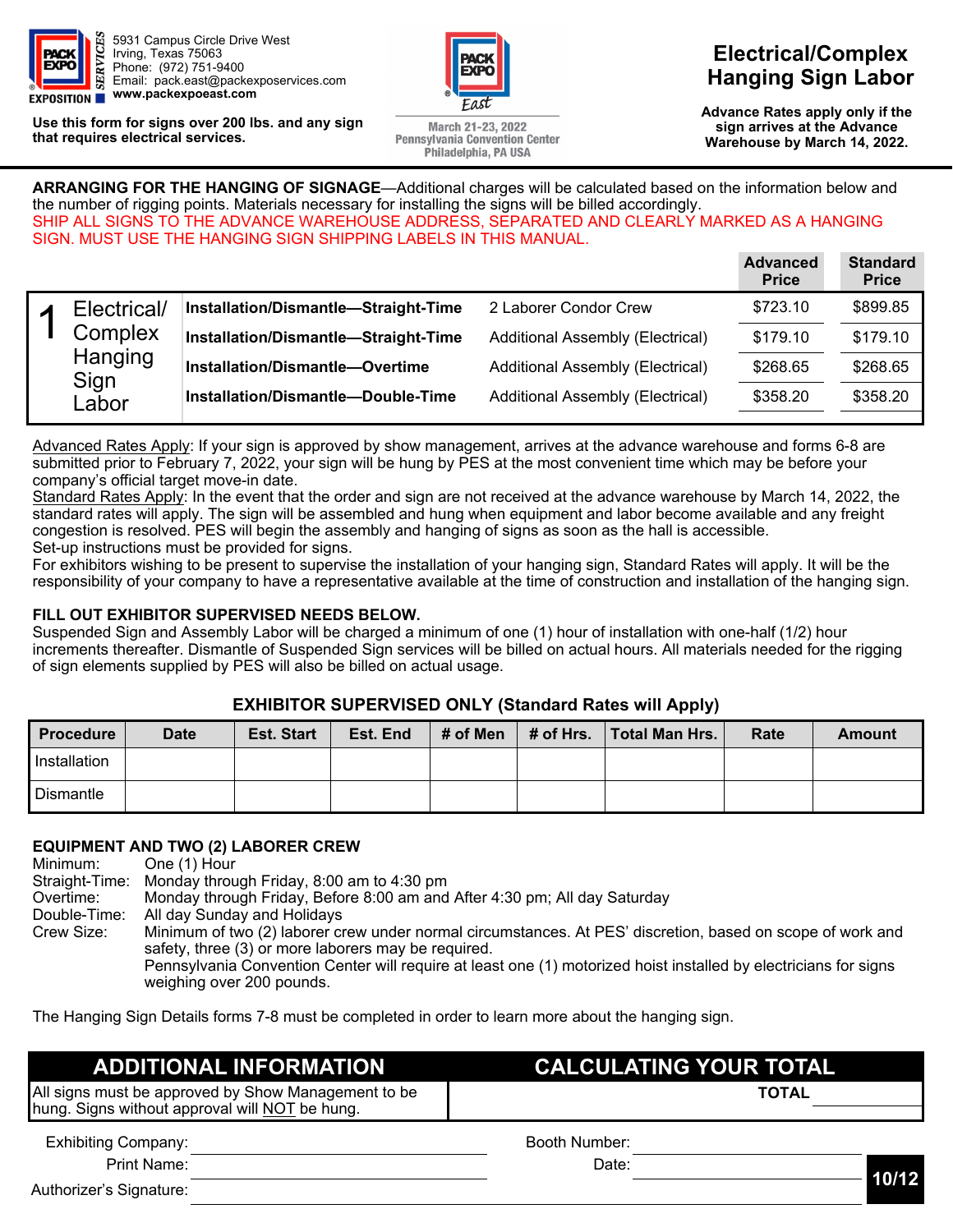PACK EXPO SERVICES

5931 Campus Circle Drive West
Irving, Texas 75063
Phone: (972) 751-9400
Email: pack.east@packexposervices.com
**www.packexpoeast.com**

**Use this form for signs over 200 lbs. and any sign that requires electrical services.**

PACK EXPO East
March 21-23, 2022
Pennsylvania Convention Center
Philadelphia, PA USA

# Electrical/Complex Hanging Sign Labor

**Advance Rates apply only if the sign arrives at the Advance Warehouse by March 14, 2022.**

**ARRANGING FOR THE HANGING OF SIGNAGE**—Additional charges will be calculated based on the information below and the number of rigging points. Materials necessary for installing the signs will be billed accordingly.
SHIP ALL SIGNS TO THE ADVANCE WAREHOUSE ADDRESS, SEPARATED AND CLEARLY MARKED AS A HANGING SIGN. MUST USE THE HANGING SIGN SHIPPING LABELS IN THIS MANUAL.

| | | | | Advanced Price | Standard Price |
|---|---|---|---|---|---|
| 1 | Electrical/ Complex Hanging Sign Labor | **Installation/Dismantle—Straight-Time** | 2 Laborer Condor Crew | $723.10 | $899.85 |
| | | **Installation/Dismantle—Straight-Time** | Additional Assembly (Electrical) | $179.10 | $179.10 |
| | | **Installation/Dismantle—Overtime** | Additional Assembly (Electrical) | $268.65 | $268.65 |
| | | **Installation/Dismantle—Double-Time** | Additional Assembly (Electrical) | $358.20 | $358.20 |

Advanced Rates Apply: If your sign is approved by show management, arrives at the advance warehouse and forms 6-8 are submitted prior to February 7, 2022, your sign will be hung by PES at the most convenient time which may be before your company's official target move-in date.
Standard Rates Apply: In the event that the order and sign are not received at the advance warehouse by March 14, 2022, the standard rates will apply. The sign will be assembled and hung when equipment and labor become available and any freight congestion is resolved. PES will begin the assembly and hanging of signs as soon as the hall is accessible.
Set-up instructions must be provided for signs.
For exhibitors wishing to be present to supervise the installation of your hanging sign, Standard Rates will apply. It will be the responsibility of your company to have a representative available at the time of construction and installation of the hanging sign.

**FILL OUT EXHIBITOR SUPERVISED NEEDS BELOW.**
Suspended Sign and Assembly Labor will be charged a minimum of one (1) hour of installation with one-half (1/2) hour increments thereafter. Dismantle of Suspended Sign services will be billed on actual hours. All materials needed for the rigging of sign elements supplied by PES will also be billed on actual usage.

**EXHIBITOR SUPERVISED ONLY (Standard Rates will Apply)**

| Procedure | Date | Est. Start | Est. End | # of Men | # of Hrs. | Total Man Hrs. | Rate | Amount |
|---|---|---|---|---|---|---|---|---|
| Installation | | | | | | | | |
| Dismantle | | | | | | | | |

**EQUIPMENT AND TWO (2) LABORER CREW**
Minimum: One (1) Hour
Straight-Time: Monday through Friday, 8:00 am to 4:30 pm
Overtime: Monday through Friday, Before 8:00 am and After 4:30 pm; All day Saturday
Double-Time: All day Sunday and Holidays
Crew Size: Minimum of two (2) laborer crew under normal circumstances. At PES' discretion, based on scope of work and safety, three (3) or more laborers may be required.
Pennsylvania Convention Center will require at least one (1) motorized hoist installed by electricians for signs weighing over 200 pounds.

The Hanging Sign Details forms 7-8 must be completed in order to learn more about the hanging sign.

## ADDITIONAL INFORMATION

All signs must be approved by Show Management to be hung. Signs without approval will NOT be hung.

## CALCULATING YOUR TOTAL

**TOTAL** ____________

Exhibiting Company: ____________ Booth Number: ____________
Print Name: ____________ Date: ____________
Authorizer's Signature: ____________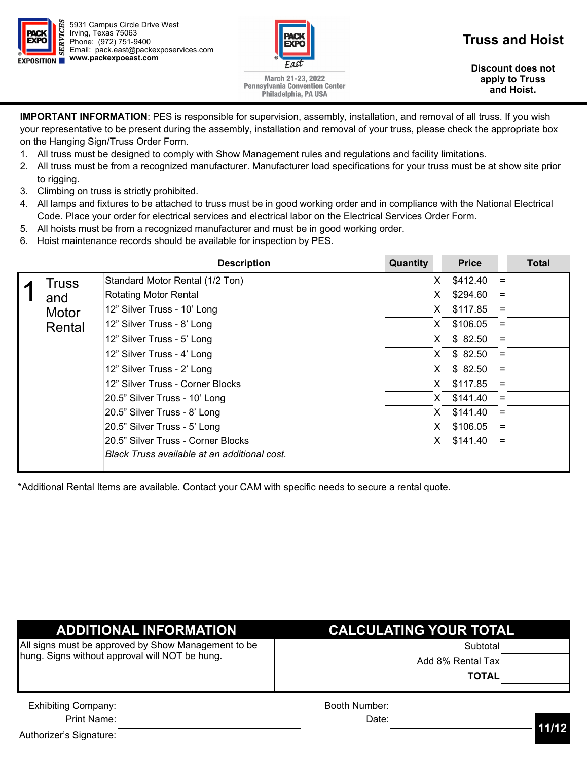5931 Campus Circle Drive West
Irving, Texas 75063
Phone: (972) 751-9400
Email: pack.east@packexposervices.com
www.packexpoeast.com

March 21-23, 2022
Pennsylvania Convention Center
Philadelphia, PA USA

# Truss and Hoist

**Discount does not apply to Truss and Hoist.**

**IMPORTANT INFORMATION**: PES is responsible for supervision, assembly, installation, and removal of all truss. If you wish your representative to be present during the assembly, installation and removal of your truss, please check the appropriate box on the Hanging Sign/Truss Order Form.

1. All truss must be designed to comply with Show Management rules and regulations and facility limitations.
2. All truss must be from a recognized manufacturer. Manufacturer load specifications for your truss must be at show site prior to rigging.
3. Climbing on truss is strictly prohibited.
4. All lamps and fixtures to be attached to truss must be in good working order and in compliance with the National Electrical Code. Place your order for electrical services and electrical labor on the Electrical Services Order Form.
5. All hoists must be from a recognized manufacturer and must be in good working order.
6. Hoist maintenance records should be available for inspection by PES.

| | Description | Quantity | | Price | | Total |
|---|---|---|---|---|---|---|
| 1 Truss and Motor Rental | Standard Motor Rental (1/2 Ton) | | X | $412.40 | = | |
| | Rotating Motor Rental | | X | $294.60 | = | |
| | 12” Silver Truss - 10’ Long | | X | $117.85 | = | |
| | 12” Silver Truss - 8’ Long | | X | $106.05 | = | |
| | 12” Silver Truss - 5’ Long | | X | $ 82.50 | = | |
| | 12” Silver Truss - 4’ Long | | X | $ 82.50 | = | |
| | 12” Silver Truss - 2’ Long | | X | $ 82.50 | = | |
| | 12” Silver Truss - Corner Blocks | | X | $117.85 | = | |
| | 20.5” Silver Truss - 10’ Long | | X | $141.40 | = | |
| | 20.5” Silver Truss - 8’ Long | | X | $141.40 | = | |
| | 20.5” Silver Truss - 5’ Long | | X | $106.05 | = | |
| | 20.5” Silver Truss - Corner Blocks | | X | $141.40 | = | |
| | *Black Truss available at an additional cost.* | | | | | |

*Additional Rental Items are available. Contact your CAM with specific needs to secure a rental quote.

## ADDITIONAL INFORMATION

All signs must be approved by Show Management to be hung. Signs without approval will NOT be hung.

## CALCULATING YOUR TOTAL

| | |
|---|---|
| Subtotal | |
| Add 8% Rental Tax | |
| **TOTAL** | |

Exhibiting Company: ____________________ Booth Number: ____________________

Print Name: ____________________ Date: ____________________

Authorizer’s Signature: ____________________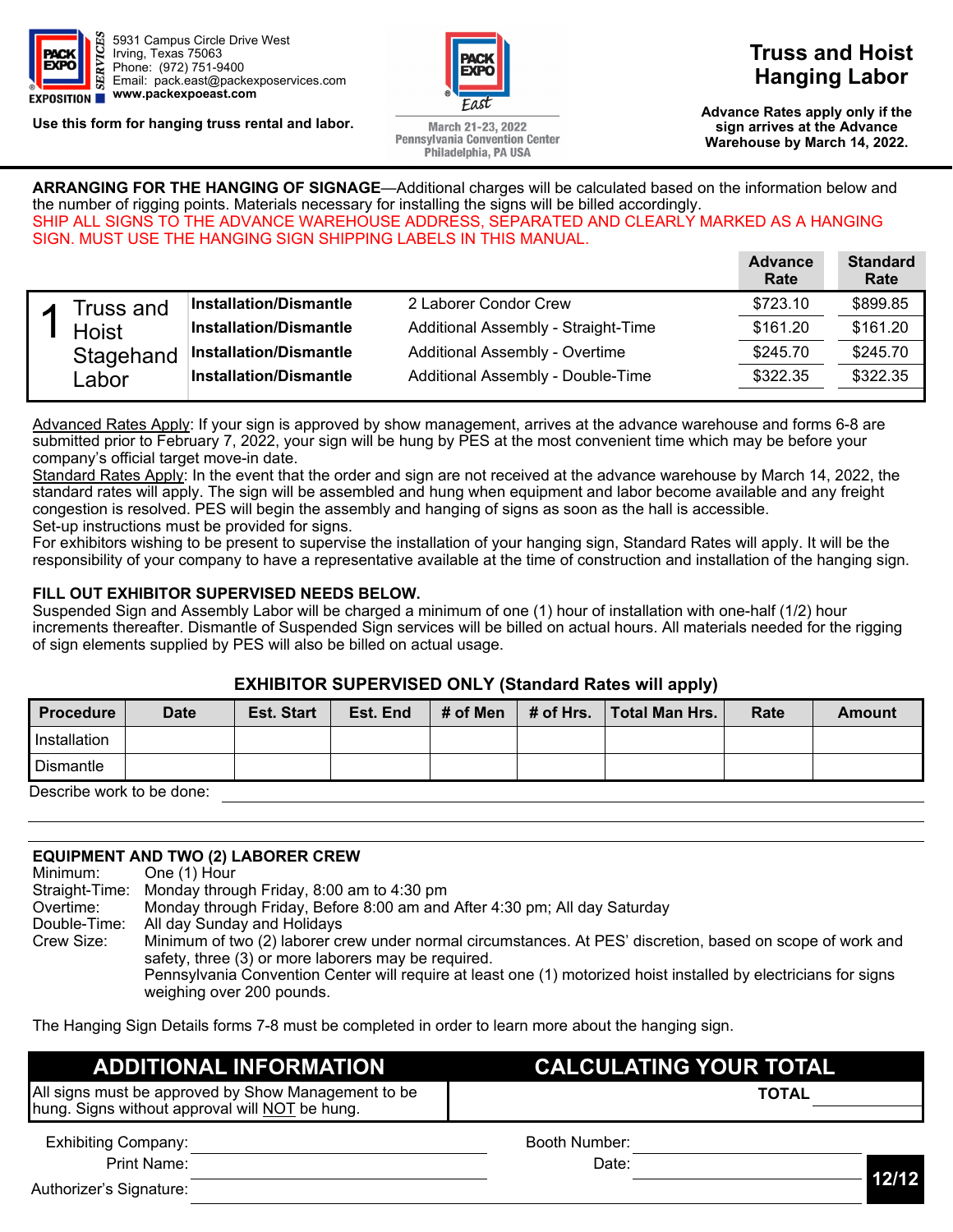5931 Campus Circle Drive West
Irving, Texas 75063
Phone: (972) 751-9400
Email: pack.east@packexposervices.com
**www.packexpoeast.com**

**Use this form for hanging truss rental and labor.**

March 21-23, 2022
Pennsylvania Convention Center
Philadelphia, PA USA

# Truss and Hoist Hanging Labor

**Advance Rates apply only if the sign arrives at the Advance Warehouse by March 14, 2022.**

**ARRANGING FOR THE HANGING OF SIGNAGE**—Additional charges will be calculated based on the information below and the number of rigging points. Materials necessary for installing the signs will be billed accordingly.
SHIP ALL SIGNS TO THE ADVANCE WAREHOUSE ADDRESS, SEPARATED AND CLEARLY MARKED AS A HANGING SIGN. MUST USE THE HANGING SIGN SHIPPING LABELS IN THIS MANUAL.

| | | | Advance Rate | Standard Rate |
|---|---|---|---|---|
| 1 Truss and Hoist Stagehand Labor | **Installation/Dismantle** | 2 Laborer Condor Crew | $723.10 | $899.85 |
| | **Installation/Dismantle** | Additional Assembly - Straight-Time | $161.20 | $161.20 |
| | **Installation/Dismantle** | Additional Assembly - Overtime | $245.70 | $245.70 |
| | **Installation/Dismantle** | Additional Assembly - Double-Time | $322.35 | $322.35 |

Advanced Rates Apply: If your sign is approved by show management, arrives at the advance warehouse and forms 6-8 are submitted prior to February 7, 2022, your sign will be hung by PES at the most convenient time which may be before your company's official target move-in date.
Standard Rates Apply: In the event that the order and sign are not received at the advance warehouse by March 14, 2022, the standard rates will apply. The sign will be assembled and hung when equipment and labor become available and any freight congestion is resolved. PES will begin the assembly and hanging of signs as soon as the hall is accessible.
Set-up instructions must be provided for signs.
For exhibitors wishing to be present to supervise the installation of your hanging sign, Standard Rates will apply. It will be the responsibility of your company to have a representative available at the time of construction and installation of the hanging sign.

**FILL OUT EXHIBITOR SUPERVISED NEEDS BELOW.**
Suspended Sign and Assembly Labor will be charged a minimum of one (1) hour of installation with one-half (1/2) hour increments thereafter. Dismantle of Suspended Sign services will be billed on actual hours. All materials needed for the rigging of sign elements supplied by PES will also be billed on actual usage.

**EXHIBITOR SUPERVISED ONLY (Standard Rates will apply)**

| Procedure | Date | Est. Start | Est. End | # of Men | # of Hrs. | Total Man Hrs. | Rate | Amount |
|---|---|---|---|---|---|---|---|---|
| Installation | | | | | | | | |
| Dismantle | | | | | | | | |

Describe work to be done: ______________________________

**EQUIPMENT AND TWO (2) LABORER CREW**

Minimum: One (1) Hour
Straight-Time: Monday through Friday, 8:00 am to 4:30 pm
Overtime: Monday through Friday, Before 8:00 am and After 4:30 pm; All day Saturday
Double-Time: All day Sunday and Holidays
Crew Size: Minimum of two (2) laborer crew under normal circumstances. At PES' discretion, based on scope of work and safety, three (3) or more laborers may be required.
Pennsylvania Convention Center will require at least one (1) motorized hoist installed by electricians for signs weighing over 200 pounds.

The Hanging Sign Details forms 7-8 must be completed in order to learn more about the hanging sign.

| ADDITIONAL INFORMATION | CALCULATING YOUR TOTAL |
|---|---|
| All signs must be approved by Show Management to be hung. Signs without approval will NOT be hung. | **TOTAL** ________ |

Exhibiting Company: ______________________ Booth Number: ______________________
Print Name: ______________________ Date: ______________________
Authorizer's Signature: ______________________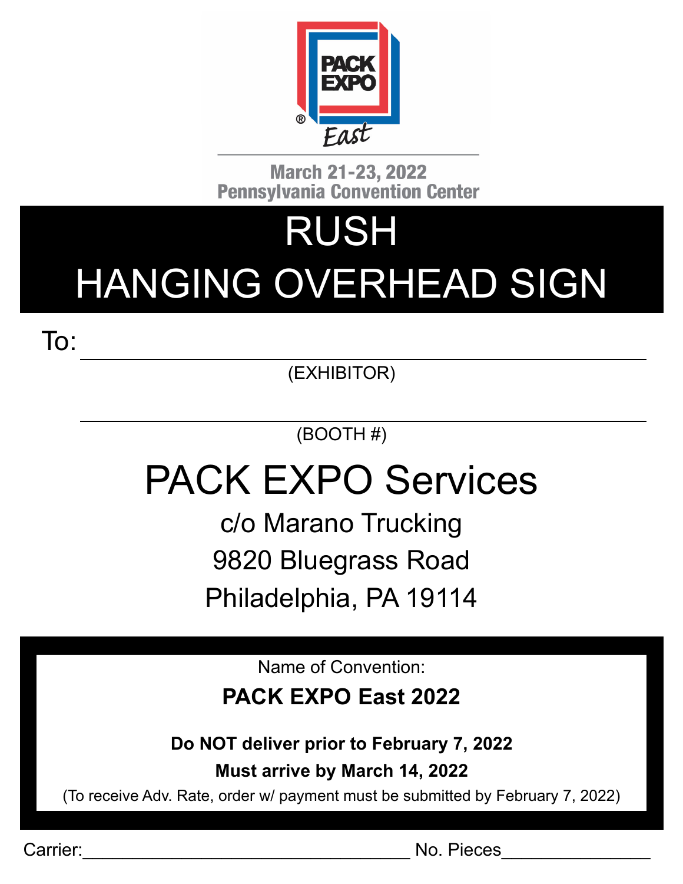PACK EXPO East

March 21-23, 2022
Pennsylvania Convention Center

# RUSH
# HANGING OVERHEAD SIGN

To: ______________________________________________
(EXHIBITOR)

______________________________________________
(BOOTH #)

## PACK EXPO Services

c/o Marano Trucking
9820 Bluegrass Road
Philadelphia, PA 19114

Name of Convention:

**PACK EXPO East 2022**

**Do NOT deliver prior to February 7, 2022**

**Must arrive by March 14, 2022**

(To receive Adv. Rate, order w/ payment must be submitted by February 7, 2022)

Carrier:__________________________________ No. Pieces_______________